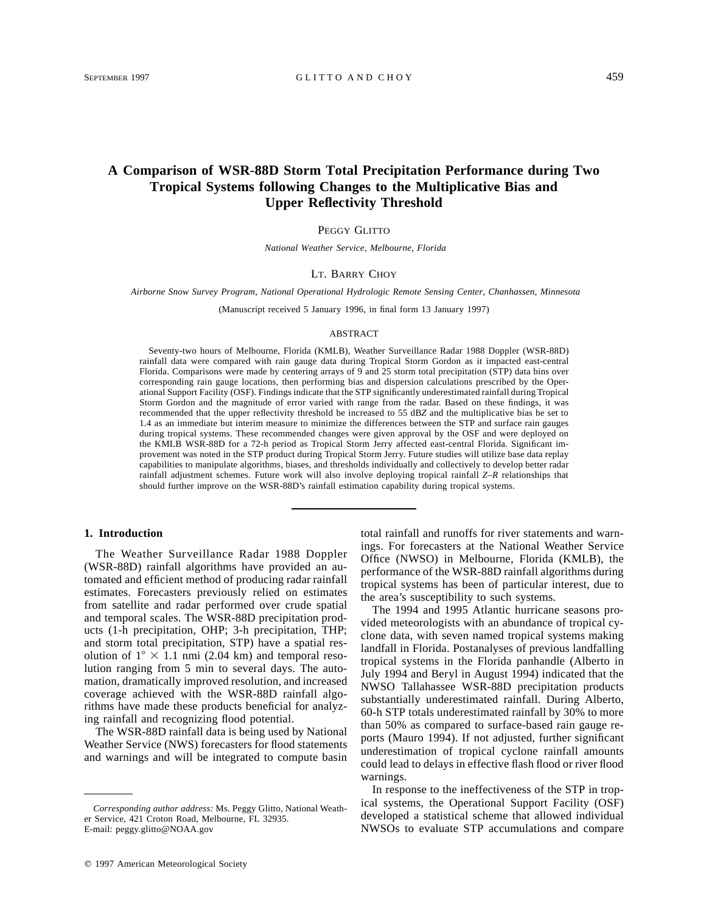# A Comparison of WSR-88D Storm Total Precipitation Performance during Two Tropical Systems following Changes to the Multiplicative Bias and Upper Reflectivity Threshold

Peggy Glitto

*National Weather Service, Melbourne, Florida*

Lt. Barry Choy

*Airborne Snow Survey Program, National Operational Hydrologic Remote Sensing Center, Chanhassen, Minnesota*

(Manuscript received 5 January 1996, in final form 13 January 1997)

## ABSTRACT

Seventy-two hours of Melbourne, Florida (KMLB), Weather Surveillance Radar 1988 Doppler (WSR-88D) rainfall data were compared with rain gauge data during Tropical Storm Gordon as it impacted east-central Florida. Comparisons were made by centering arrays of 9 and 25 storm total precipitation (STP) data bins over corresponding rain gauge locations, then performing bias and dispersion calculations prescribed by the Operational Support Facility (OSF). Findings indicate that the STP significantly underestimated rainfall during Tropical Storm Gordon and the magnitude of error varied with range from the radar. Based on these findings, it was recommended that the upper reflectivity threshold be increased to 55 dB*Z* and the multiplicative bias be set to 1.4 as an immediate but interim measure to minimize the differences between the STP and surface rain gauges during tropical systems. These recommended changes were given approval by the OSF and were deployed on the KMLB WSR-88D for a 72-h period as Tropical Storm Jerry affected east-central Florida. Significant improvement was noted in the STP product during Tropical Storm Jerry. Future studies will utilize base data replay capabilities to manipulate algorithms, biases, and thresholds individually and collectively to develop better radar rainfall adjustment schemes. Future work will also involve deploying tropical rainfall *Z–R* relationships that should further improve on the WSR-88D's rainfall estimation capability during tropical systems.

## 1. Introduction

The Weather Surveillance Radar 1988 Doppler (WSR-88D) rainfall algorithms have provided an automated and efficient method of producing radar rainfall estimates. Forecasters previously relied on estimates from satellite and radar performed over crude spatial and temporal scales. The WSR-88D precipitation products (1-h precipitation, OHP; 3-h precipitation, THP; and storm total precipitation, STP) have a spatial resolution of $1^\circ \times 1.1$ nmi (2.04 km) and temporal resolution ranging from 5 min to several days. The automation, dramatically improved resolution, and increased coverage achieved with the WSR-88D rainfall algorithms have made these products beneficial for analyzing rainfall and recognizing flood potential.

The WSR-88D rainfall data is being used by National Weather Service (NWS) forecasters for flood statements and warnings and will be integrated to compute basin total rainfall and runoffs for river statements and warnings. For forecasters at the National Weather Service Office (NWSO) in Melbourne, Florida (KMLB), the performance of the WSR-88D rainfall algorithms during tropical systems has been of particular interest, due to the area's susceptibility to such systems.

The 1994 and 1995 Atlantic hurricane seasons provided meteorologists with an abundance of tropical cyclone data, with seven named tropical systems making landfall in Florida. Postanalyses of previous landfalling tropical systems in the Florida panhandle (Alberto in July 1994 and Beryl in August 1994) indicated that the NWSO Tallahassee WSR-88D precipitation products substantially underestimated rainfall. During Alberto, 60-h STP totals underestimated rainfall by 30% to more than 50% as compared to surface-based rain gauge reports (Mauro 1994). If not adjusted, further significant underestimation of tropical cyclone rainfall amounts could lead to delays in effective flash flood or river flood warnings.

In response to the ineffectiveness of the STP in tropical systems, the Operational Support Facility (OSF) developed a statistical scheme that allowed individual NWSOs to evaluate STP accumulations and compare

---

*Corresponding author address:* Ms. Peggy Glitto, National Weather Service, 421 Croton Road, Melbourne, FL 32935.
E-mail: peggy.glitto@NOAA.gov

© 1997 American Meteorological Society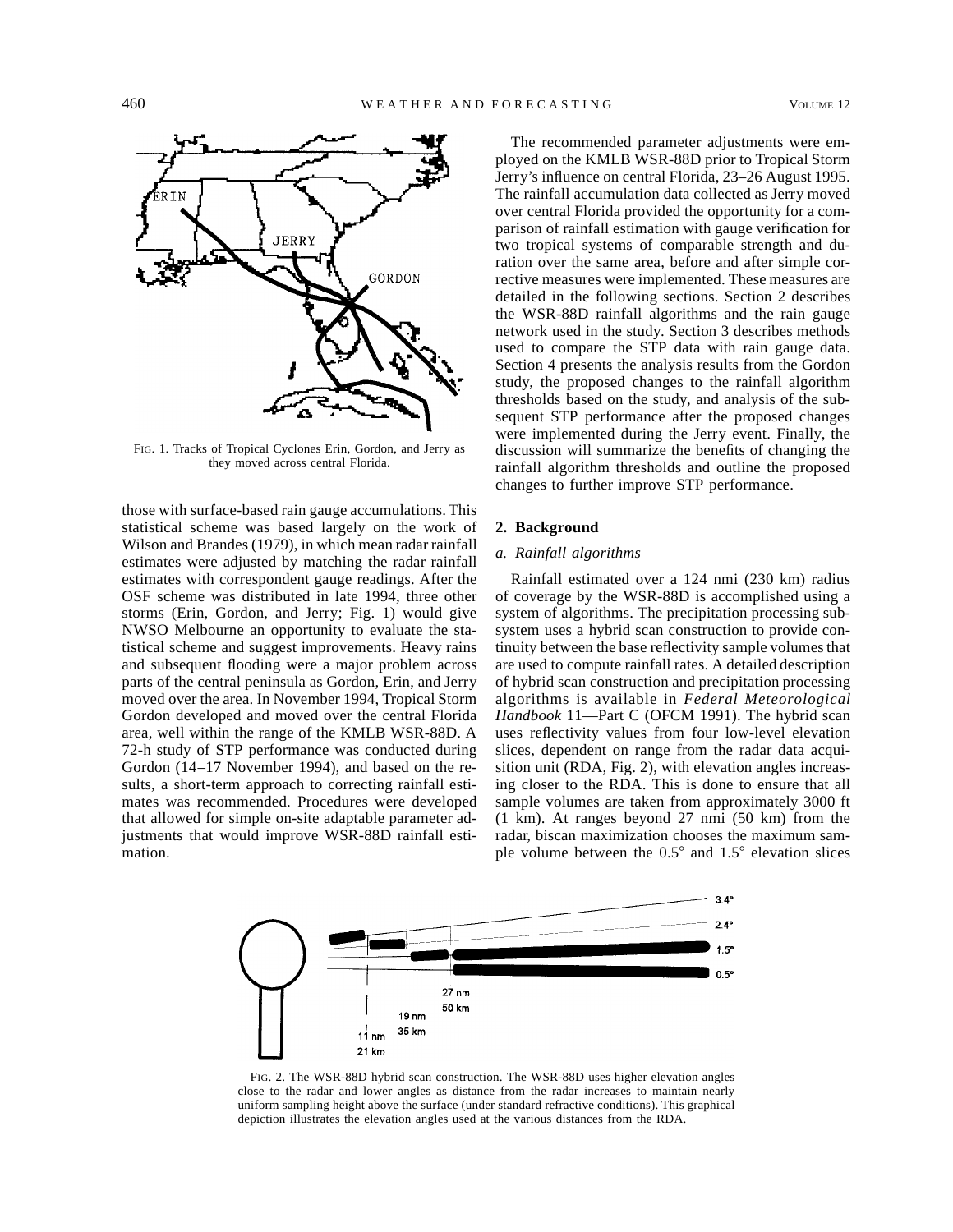FIG. 1. Tracks of Tropical Cyclones Erin, Gordon, and Jerry as they moved across central Florida.

those with surface-based rain gauge accumulations. This statistical scheme was based largely on the work of Wilson and Brandes (1979), in which mean radar rainfall estimates were adjusted by matching the radar rainfall estimates with correspondent gauge readings. After the OSF scheme was distributed in late 1994, three other storms (Erin, Gordon, and Jerry; Fig. 1) would give NWSO Melbourne an opportunity to evaluate the statistical scheme and suggest improvements. Heavy rains and subsequent flooding were a major problem across parts of the central peninsula as Gordon, Erin, and Jerry moved over the area. In November 1994, Tropical Storm Gordon developed and moved over the central Florida area, well within the range of the KMLB WSR-88D. A 72-h study of STP performance was conducted during Gordon (14–17 November 1994), and based on the results, a short-term approach to correcting rainfall estimates was recommended. Procedures were developed that allowed for simple on-site adaptable parameter adjustments that would improve WSR-88D rainfall estimation.

The recommended parameter adjustments were employed on the KMLB WSR-88D prior to Tropical Storm Jerry's influence on central Florida, 23–26 August 1995. The rainfall accumulation data collected as Jerry moved over central Florida provided the opportunity for a comparison of rainfall estimation with gauge verification for two tropical systems of comparable strength and duration over the same area, before and after simple corrective measures were implemented. These measures are detailed in the following sections. Section 2 describes the WSR-88D rainfall algorithms and the rain gauge network used in the study. Section 3 describes methods used to compare the STP data with rain gauge data. Section 4 presents the analysis results from the Gordon study, the proposed changes to the rainfall algorithm thresholds based on the study, and analysis of the subsequent STP performance after the proposed changes were implemented during the Jerry event. Finally, the discussion will summarize the benefits of changing the rainfall algorithm thresholds and outline the proposed changes to further improve STP performance.

## 2. Background

### *a. Rainfall algorithms*

Rainfall estimated over a 124 nmi (230 km) radius of coverage by the WSR-88D is accomplished using a system of algorithms. The precipitation processing subsystem uses a hybrid scan construction to provide continuity between the base reflectivity sample volumes that are used to compute rainfall rates. A detailed description of hybrid scan construction and precipitation processing algorithms is available in *Federal Meteorological Handbook* 11—Part C (OFCM 1991). The hybrid scan uses reflectivity values from four low-level elevation slices, dependent on range from the radar data acquisition unit (RDA, Fig. 2), with elevation angles increasing closer to the RDA. This is done to ensure that all sample volumes are taken from approximately 3000 ft (1 km). At ranges beyond 27 nmi (50 km) from the radar, biscan maximization chooses the maximum sample volume between the 0.5° and 1.5° elevation slices

FIG. 2. The WSR-88D hybrid scan construction. The WSR-88D uses higher elevation angles close to the radar and lower angles as distance from the radar increases to maintain nearly uniform sampling height above the surface (under standard refractive conditions). This graphical depiction illustrates the elevation angles used at the various distances from the RDA.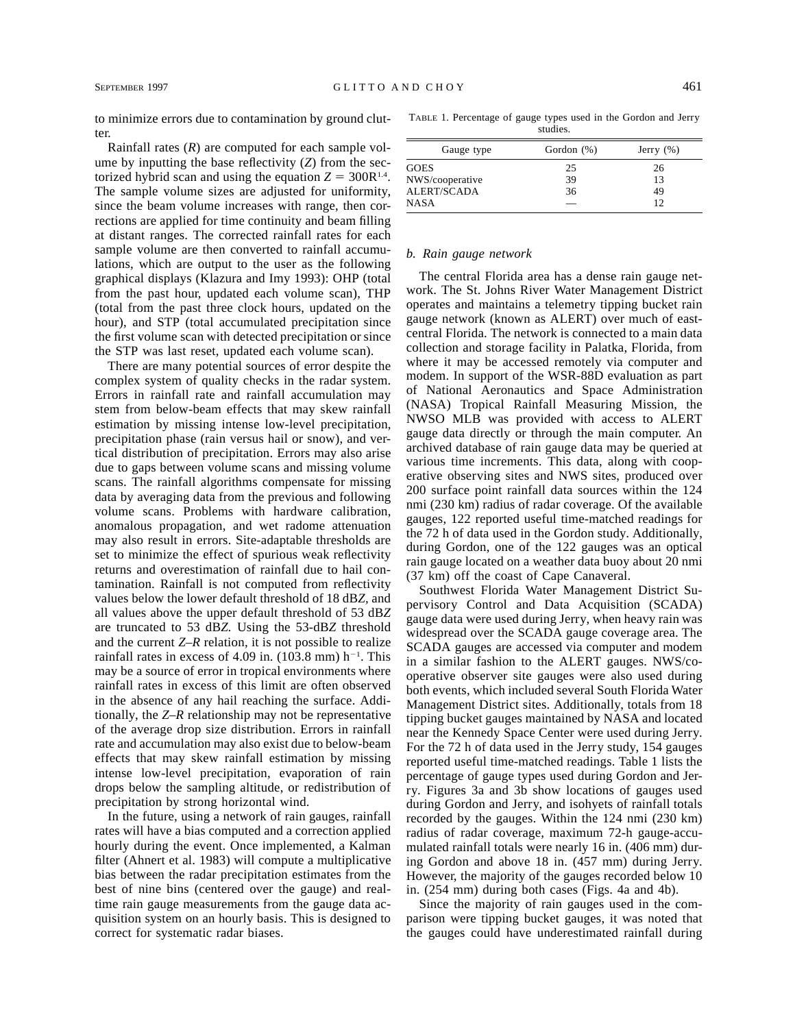to minimize errors due to contamination by ground clutter.

Rainfall rates ($R$) are computed for each sample volume by inputting the base reflectivity ($Z$) from the sectorized hybrid scan and using the equation $Z = 300R^{1.4}$. The sample volume sizes are adjusted for uniformity, since the beam volume increases with range, then corrections are applied for time continuity and beam filling at distant ranges. The corrected rainfall rates for each sample volume are then converted to rainfall accumulations, which are output to the user as the following graphical displays (Klazura and Imy 1993): OHP (total from the past hour, updated each volume scan), THP (total from the past three clock hours, updated on the hour), and STP (total accumulated precipitation since the first volume scan with detected precipitation or since the STP was last reset, updated each volume scan).

There are many potential sources of error despite the complex system of quality checks in the radar system. Errors in rainfall rate and rainfall accumulation may stem from below-beam effects that may skew rainfall estimation by missing intense low-level precipitation, precipitation phase (rain versus hail or snow), and vertical distribution of precipitation. Errors may also arise due to gaps between volume scans and missing volume scans. The rainfall algorithms compensate for missing data by averaging data from the previous and following volume scans. Problems with hardware calibration, anomalous propagation, and wet radome attenuation may also result in errors. Site-adaptable thresholds are set to minimize the effect of spurious weak reflectivity returns and overestimation of rainfall due to hail contamination. Rainfall is not computed from reflectivity values below the lower default threshold of 18 dB$Z$, and all values above the upper default threshold of 53 dB$Z$ are truncated to 53 dB$Z$. Using the 53-dB$Z$ threshold and the current $Z$–$R$ relation, it is not possible to realize rainfall rates in excess of 4.09 in. (103.8 mm) h$^{-1}$. This may be a source of error in tropical environments where rainfall rates in excess of this limit are often observed in the absence of any hail reaching the surface. Additionally, the $Z$–$R$ relationship may not be representative of the average drop size distribution. Errors in rainfall rate and accumulation may also exist due to below-beam effects that may skew rainfall estimation by missing intense low-level precipitation, evaporation of rain drops below the sampling altitude, or redistribution of precipitation by strong horizontal wind.

In the future, using a network of rain gauges, rainfall rates will have a bias computed and a correction applied hourly during the event. Once implemented, a Kalman filter (Ahnert et al. 1983) will compute a multiplicative bias between the radar precipitation estimates from the best of nine bins (centered over the gauge) and real-time rain gauge measurements from the gauge data acquisition system on an hourly basis. This is designed to correct for systematic radar biases.

TABLE 1. Percentage of gauge types used in the Gordon and Jerry studies.

| Gauge type | Gordon (%) | Jerry (%) |
|---|---|---|
| GOES | 25 | 26 |
| NWS/cooperative | 39 | 13 |
| ALERT/SCADA | 36 | 49 |
| NASA | — | 12 |

### *b. Rain gauge network*

The central Florida area has a dense rain gauge network. The St. Johns River Water Management District operates and maintains a telemetry tipping bucket rain gauge network (known as ALERT) over much of east-central Florida. The network is connected to a main data collection and storage facility in Palatka, Florida, from where it may be accessed remotely via computer and modem. In support of the WSR-88D evaluation as part of National Aeronautics and Space Administration (NASA) Tropical Rainfall Measuring Mission, the NWSO MLB was provided with access to ALERT gauge data directly or through the main computer. An archived database of rain gauge data may be queried at various time increments. This data, along with cooperative observing sites and NWS sites, produced over 200 surface point rainfall data sources within the 124 nmi (230 km) radius of radar coverage. Of the available gauges, 122 reported useful time-matched readings for the 72 h of data used in the Gordon study. Additionally, during Gordon, one of the 122 gauges was an optical rain gauge located on a weather data buoy about 20 nmi (37 km) off the coast of Cape Canaveral.

Southwest Florida Water Management District Supervisory Control and Data Acquisition (SCADA) gauge data were used during Jerry, when heavy rain was widespread over the SCADA gauge coverage area. The SCADA gauges are accessed via computer and modem in a similar fashion to the ALERT gauges. NWS/cooperative observer site gauges were also used during both events, which included several South Florida Water Management District sites. Additionally, totals from 18 tipping bucket gauges maintained by NASA and located near the Kennedy Space Center were used during Jerry. For the 72 h of data used in the Jerry study, 154 gauges reported useful time-matched readings. Table 1 lists the percentage of gauge types used during Gordon and Jerry. Figures 3a and 3b show locations of gauges used during Gordon and Jerry, and isohyets of rainfall totals recorded by the gauges. Within the 124 nmi (230 km) radius of radar coverage, maximum 72-h gauge-accumulated rainfall totals were nearly 16 in. (406 mm) during Gordon and above 18 in. (457 mm) during Jerry. However, the majority of the gauges recorded below 10 in. (254 mm) during both cases (Figs. 4a and 4b).

Since the majority of rain gauges used in the comparison were tipping bucket gauges, it was noted that the gauges could have underestimated rainfall during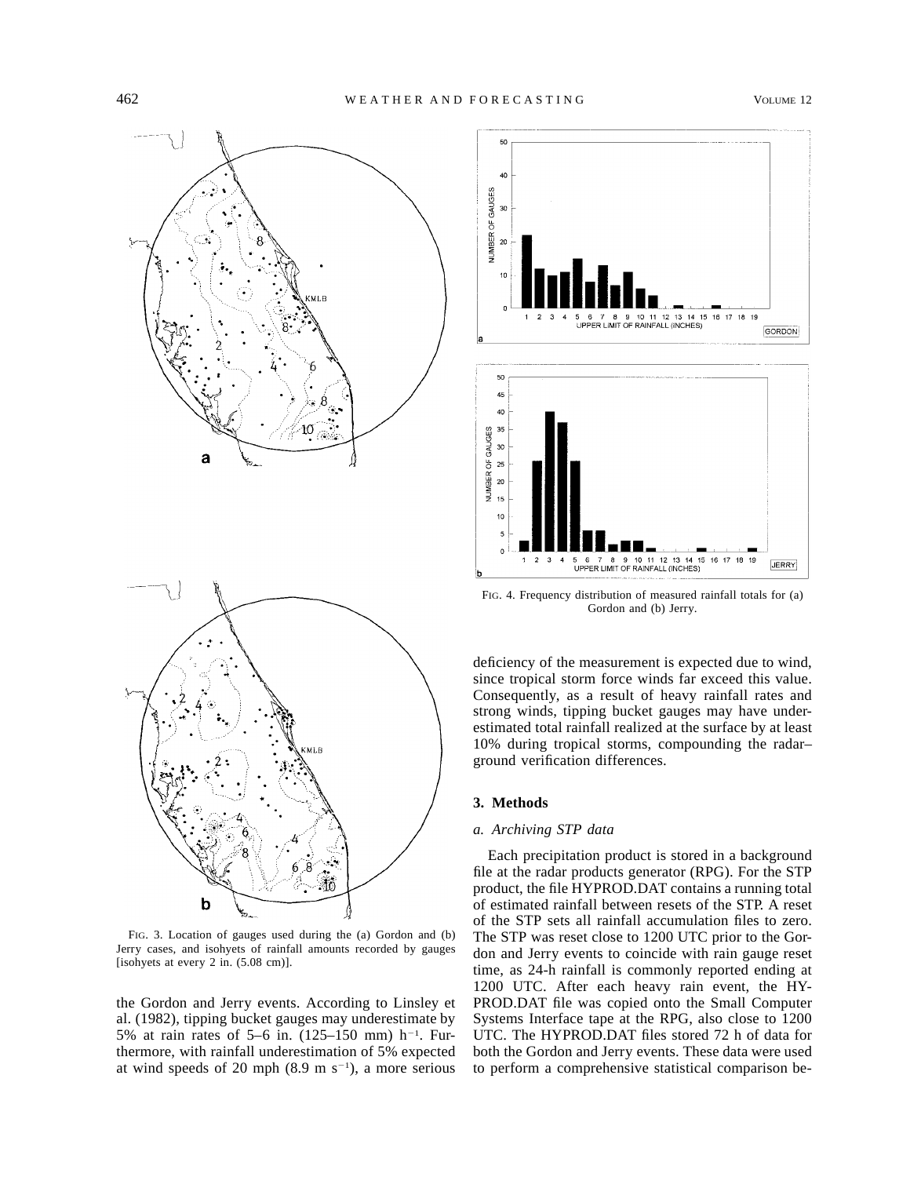FIG. 3. Location of gauges used during the (a) Gordon and (b) Jerry cases, and isohyets of rainfall amounts recorded by gauges [isohyets at every 2 in. (5.08 cm)].

FIG. 4. Frequency distribution of measured rainfall totals for (a) Gordon and (b) Jerry.

the Gordon and Jerry events. According to Linsley et al. (1982), tipping bucket gauges may underestimate by 5% at rain rates of 5–6 in. (125–150 mm) $h^{-1}$. Furthermore, with rainfall underestimation of 5% expected at wind speeds of 20 mph (8.9 m $s^{-1}$), a more serious deficiency of the measurement is expected due to wind, since tropical storm force winds far exceed this value. Consequently, as a result of heavy rainfall rates and strong winds, tipping bucket gauges may have underestimated total rainfall realized at the surface by at least 10% during tropical storms, compounding the radar–ground verification differences.

## 3. Methods

### *a. Archiving STP data*

Each precipitation product is stored in a background file at the radar products generator (RPG). For the STP product, the file HYPROD.DAT contains a running total of estimated rainfall between resets of the STP. A reset of the STP sets all rainfall accumulation files to zero. The STP was reset close to 1200 UTC prior to the Gordon and Jerry events to coincide with rain gauge reset time, as 24-h rainfall is commonly reported ending at 1200 UTC. After each heavy rain event, the HYPROD.DAT file was copied onto the Small Computer Systems Interface tape at the RPG, also close to 1200 UTC. The HYPROD.DAT files stored 72 h of data for both the Gordon and Jerry events. These data were used to perform a comprehensive statistical comparison be-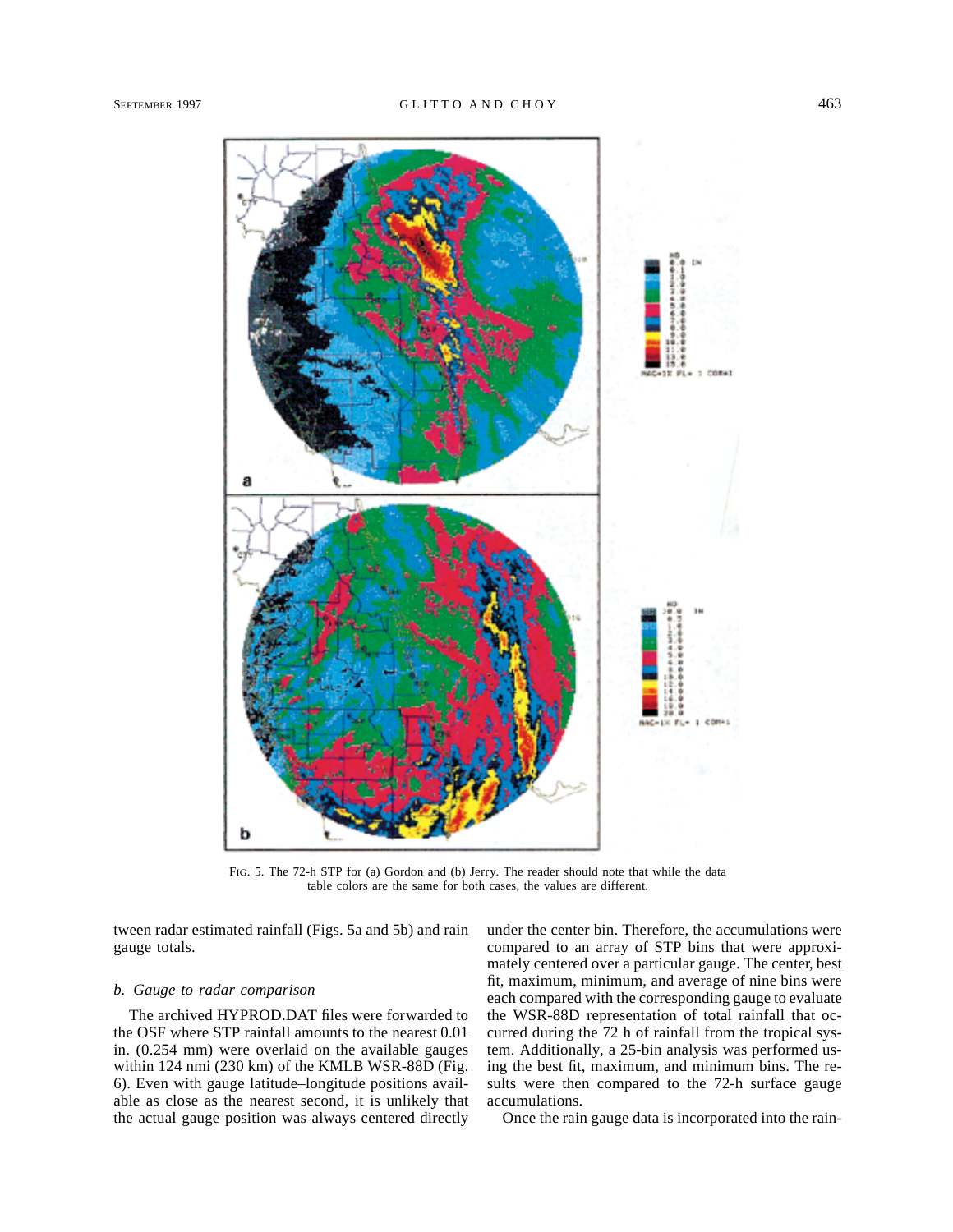FIG. 5. The 72-h STP for (a) Gordon and (b) Jerry. The reader should note that while the data table colors are the same for both cases, the values are different.

tween radar estimated rainfall (Figs. 5a and 5b) and rain gauge totals.

### *b. Gauge to radar comparison*

The archived HYPROD.DAT files were forwarded to the OSF where STP rainfall amounts to the nearest 0.01 in. (0.254 mm) were overlaid on the available gauges within 124 nmi (230 km) of the KMLB WSR-88D (Fig. 6). Even with gauge latitude–longitude positions available as close as the nearest second, it is unlikely that the actual gauge position was always centered directly under the center bin. Therefore, the accumulations were compared to an array of STP bins that were approximately centered over a particular gauge. The center, best fit, maximum, minimum, and average of nine bins were each compared with the corresponding gauge to evaluate the WSR-88D representation of total rainfall that occurred during the 72 h of rainfall from the tropical system. Additionally, a 25-bin analysis was performed using the best fit, maximum, and minimum bins. The results were then compared to the 72-h surface gauge accumulations.

Once the rain gauge data is incorporated into the rain-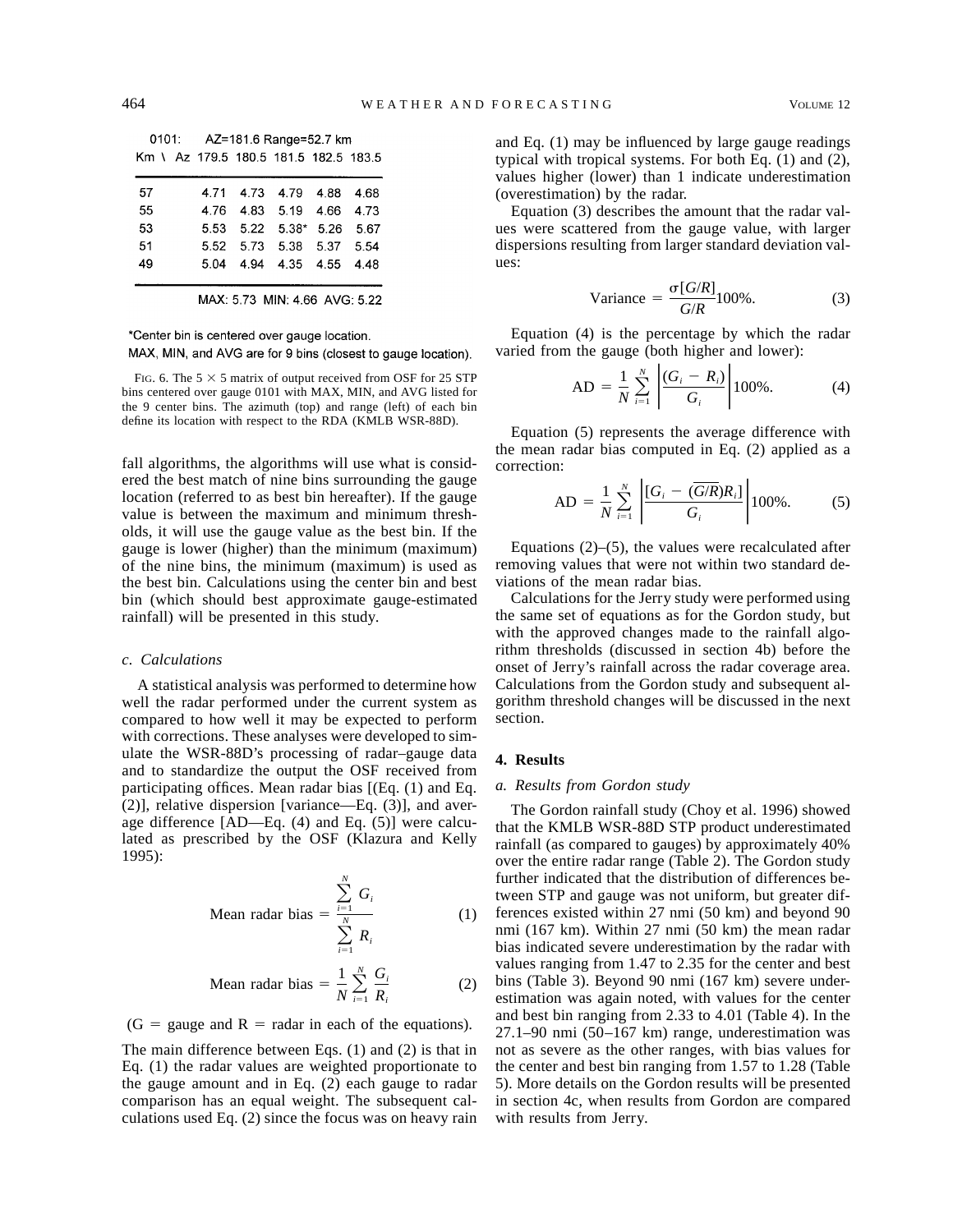0101: AZ=181.6 Range=52.7 km

| Km \ Az | 179.5 | 180.5 | 181.5 | 182.5 | 183.5 |
|---|---|---|---|---|---|
| 57 | 4.71 | 4.73 | 4.79 | 4.88 | 4.68 |
| 55 | 4.76 | 4.83 | 5.19 | 4.66 | 4.73 |
| 53 | 5.53 | 5.22 | 5.38* | 5.26 | 5.67 |
| 51 | 5.52 | 5.73 | 5.38 | 5.37 | 5.54 |
| 49 | 5.04 | 4.94 | 4.35 | 4.55 | 4.48 |

MAX: 5.73 MIN: 4.66 AVG: 5.22

*Center bin is centered over gauge location.
MAX, MIN, and AVG are for 9 bins (closest to gauge location).

FIG. 6. The 5 × 5 matrix of output received from OSF for 25 STP bins centered over gauge 0101 with MAX, MIN, and AVG listed for the 9 center bins. The azimuth (top) and range (left) of each bin define its location with respect to the RDA (KMLB WSR-88D).

fall algorithms, the algorithms will use what is considered the best match of nine bins surrounding the gauge location (referred to as best bin hereafter). If the gauge value is between the maximum and minimum thresholds, it will use the gauge value as the best bin. If the gauge is lower (higher) than the minimum (maximum) of the nine bins, the minimum (maximum) is used as the best bin. Calculations using the center bin and best bin (which should best approximate gauge-estimated rainfall) will be presented in this study.

### c. Calculations

A statistical analysis was performed to determine how well the radar performed under the current system as compared to how well it may be expected to perform with corrections. These analyses were developed to simulate the WSR-88D's processing of radar–gauge data and to standardize the output the OSF received from participating offices. Mean radar bias [(Eq. (1) and Eq. (2)], relative dispersion [variance—Eq. (3)], and average difference [AD—Eq. (4) and Eq. (5)] were calculated as prescribed by the OSF (Klazura and Kelly 1995):

$$\text{Mean radar bias} = \frac{\sum_{i=1}^{N} G_i}{\sum_{i=1}^{N} R_i} \tag{1}$$

$$\text{Mean radar bias} = \frac{1}{N}\sum_{i=1}^{N} \frac{G_i}{R_i} \tag{2}$$

(G = gauge and R = radar in each of the equations).

The main difference between Eqs. (1) and (2) is that in Eq. (1) the radar values are weighted proportionate to the gauge amount and in Eq. (2) each gauge to radar comparison has an equal weight. The subsequent calculations used Eq. (2) since the focus was on heavy rain and Eq. (1) may be influenced by large gauge readings typical with tropical systems. For both Eq. (1) and (2), values higher (lower) than 1 indicate underestimation (overestimation) by the radar.

Equation (3) describes the amount that the radar values were scattered from the gauge value, with larger dispersions resulting from larger standard deviation values:

$$\text{Variance} = \frac{\sigma[G/R]}{G/R} 100\%. \tag{3}$$

Equation (4) is the percentage by which the radar varied from the gauge (both higher and lower):

$$\text{AD} = \frac{1}{N}\sum_{i=1}^{N} \left| \frac{(G_i - R_i)}{G_i} \right| 100\%. \tag{4}$$

Equation (5) represents the average difference with the mean radar bias computed in Eq. (2) applied as a correction:

$$\text{AD} = \frac{1}{N}\sum_{i=1}^{N} \left| \frac{[G_i - (\overline{G/R})R_i]}{G_i} \right| 100\%. \tag{5}$$

Equations (2)–(5), the values were recalculated after removing values that were not within two standard deviations of the mean radar bias.

Calculations for the Jerry study were performed using the same set of equations as for the Gordon study, but with the approved changes made to the rainfall algorithm thresholds (discussed in section 4b) before the onset of Jerry's rainfall across the radar coverage area. Calculations from the Gordon study and subsequent algorithm threshold changes will be discussed in the next section.

## 4. Results

### a. Results from Gordon study

The Gordon rainfall study (Choy et al. 1996) showed that the KMLB WSR-88D STP product underestimated rainfall (as compared to gauges) by approximately 40% over the entire radar range (Table 2). The Gordon study further indicated that the distribution of differences between STP and gauge was not uniform, but greater differences existed within 27 nmi (50 km) and beyond 90 nmi (167 km). Within 27 nmi (50 km) the mean radar bias indicated severe underestimation by the radar with values ranging from 1.47 to 2.35 for the center and best bins (Table 3). Beyond 90 nmi (167 km) severe underestimation was again noted, with values for the center and best bin ranging from 2.33 to 4.01 (Table 4). In the 27.1–90 nmi (50–167 km) range, underestimation was not as severe as the other ranges, with bias values for the center and best bin ranging from 1.57 to 1.28 (Table 5). More details on the Gordon results will be presented in section 4c, when results from Gordon are compared with results from Jerry.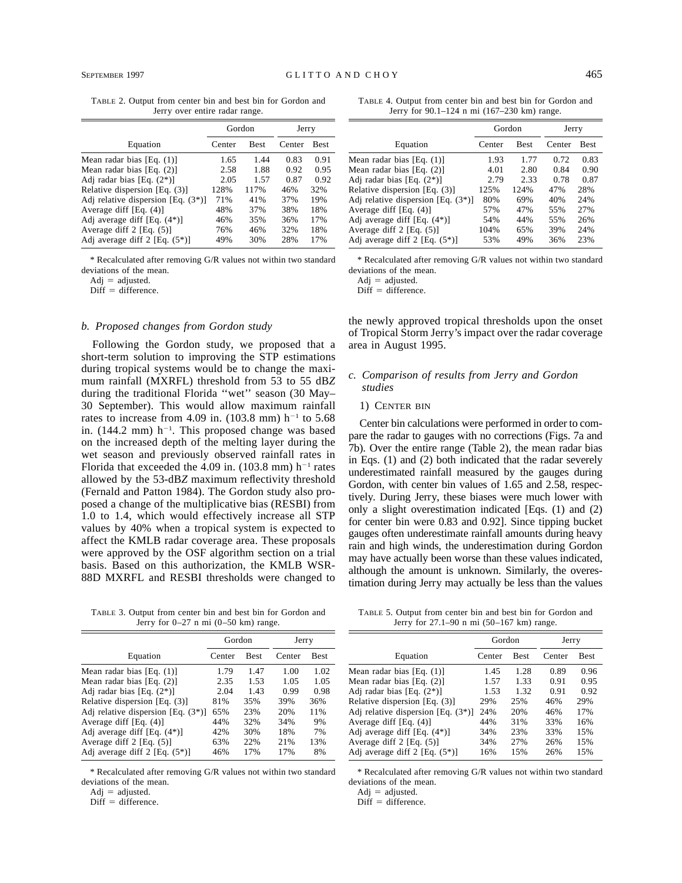TABLE 2. Output from center bin and best bin for Gordon and Jerry over entire radar range.

| Equation | Gordon | | Jerry | |
|---|---|---|---|---|
| | Center | Best | Center | Best |
| Mean radar bias [Eq. (1)] | 1.65 | 1.44 | 0.83 | 0.91 |
| Mean radar bias [Eq. (2)] | 2.58 | 1.88 | 0.92 | 0.95 |
| Adj radar bias [Eq. (2*)] | 2.05 | 1.57 | 0.87 | 0.92 |
| Relative dispersion [Eq. (3)] | 128% | 117% | 46% | 32% |
| Adj relative dispersion [Eq. (3*)] | 71% | 41% | 37% | 19% |
| Average diff [Eq. (4)] | 48% | 37% | 38% | 18% |
| Adj average diff [Eq. (4*)] | 46% | 35% | 36% | 17% |
| Average diff 2 [Eq. (5)] | 76% | 46% | 32% | 18% |
| Adj average diff 2 [Eq. (5*)] | 49% | 30% | 28% | 17% |

\* Recalculated after removing G/R values not within two standard deviations of the mean.
Adj = adjusted.
Diff = difference.

TABLE 3. Output from center bin and best bin for Gordon and Jerry for 0–27 n mi (0–50 km) range.

| Equation | Gordon | | Jerry | |
|---|---|---|---|---|
| | Center | Best | Center | Best |
| Mean radar bias [Eq. (1)] | 1.79 | 1.47 | 1.00 | 1.02 |
| Mean radar bias [Eq. (2)] | 2.35 | 1.53 | 1.05 | 1.05 |
| Adj radar bias [Eq. (2*)] | 2.04 | 1.43 | 0.99 | 0.98 |
| Relative dispersion [Eq. (3)] | 81% | 35% | 39% | 36% |
| Adj relative dispersion [Eq. (3*)] | 65% | 23% | 20% | 11% |
| Average diff [Eq. (4)] | 44% | 32% | 34% | 9% |
| Adj average diff [Eq. (4*)] | 42% | 30% | 18% | 7% |
| Average diff 2 [Eq. (5)] | 63% | 22% | 21% | 13% |
| Adj average diff 2 [Eq. (5*)] | 46% | 17% | 17% | 8% |

\* Recalculated after removing G/R values not within two standard deviations of the mean.
Adj = adjusted.
Diff = difference.

### *b. Proposed changes from Gordon study*

Following the Gordon study, we proposed that a short-term solution to improving the STP estimations during tropical systems would be to change the maximum rainfall (MXRFL) threshold from 53 to 55 dB*Z* during the traditional Florida ''wet'' season (30 May–30 September). This would allow maximum rainfall rates to increase from 4.09 in. (103.8 mm) $h^{-1}$ to 5.68 in. (144.2 mm) $h^{-1}$. This proposed change was based on the increased depth of the melting layer during the wet season and previously observed rainfall rates in Florida that exceeded the 4.09 in. (103.8 mm) $h^{-1}$ rates allowed by the 53-dB*Z* maximum reflectivity threshold (Fernald and Patton 1984). The Gordon study also proposed a change of the multiplicative bias (RESBI) from 1.0 to 1.4, which would effectively increase all STP values by 40% when a tropical system is expected to affect the KMLB radar coverage area. These proposals were approved by the OSF algorithm section on a trial basis. Based on this authorization, the KMLB WSR-88D MXRFL and RESBI thresholds were changed to the newly approved tropical thresholds upon the onset of Tropical Storm Jerry's impact over the radar coverage area in August 1995.

TABLE 4. Output from center bin and best bin for Gordon and Jerry for 90.1–124 n mi (167–230 km) range.

| Equation | Gordon | | Jerry | |
|---|---|---|---|---|
| | Center | Best | Center | Best |
| Mean radar bias [Eq. (1)] | 1.93 | 1.77 | 0.72 | 0.83 |
| Mean radar bias [Eq. (2)] | 4.01 | 2.80 | 0.84 | 0.90 |
| Adj radar bias [Eq. (2*)] | 2.79 | 2.33 | 0.78 | 0.87 |
| Relative dispersion [Eq. (3)] | 125% | 124% | 47% | 28% |
| Adj relative dispersion [Eq. (3*)] | 80% | 69% | 40% | 24% |
| Average diff [Eq. (4)] | 57% | 47% | 55% | 27% |
| Adj average diff [Eq. (4*)] | 54% | 44% | 55% | 26% |
| Average diff 2 [Eq. (5)] | 104% | 65% | 39% | 24% |
| Adj average diff 2 [Eq. (5*)] | 53% | 49% | 36% | 23% |

\* Recalculated after removing G/R values not within two standard deviations of the mean.
Adj = adjusted.
Diff = difference.

### *c. Comparison of results from Jerry and Gordon studies*

#### 1) Center bin

Center bin calculations were performed in order to compare the radar to gauges with no corrections (Figs. 7a and 7b). Over the entire range (Table 2), the mean radar bias in Eqs. (1) and (2) both indicated that the radar severely underestimated rainfall measured by the gauges during Gordon, with center bin values of 1.65 and 2.58, respectively. During Jerry, these biases were much lower with only a slight overestimation indicated [Eqs. (1) and (2) for center bin were 0.83 and 0.92]. Since tipping bucket gauges often underestimate rainfall amounts during heavy rain and high winds, the underestimation during Gordon may have actually been worse than these values indicated, although the amount is unknown. Similarly, the overestimation during Jerry may actually be less than the values

TABLE 5. Output from center bin and best bin for Gordon and Jerry for 27.1–90 n mi (50–167 km) range.

| Equation | Gordon | | Jerry | |
|---|---|---|---|---|
| | Center | Best | Center | Best |
| Mean radar bias [Eq. (1)] | 1.45 | 1.28 | 0.89 | 0.96 |
| Mean radar bias [Eq. (2)] | 1.57 | 1.33 | 0.91 | 0.95 |
| Adj radar bias [Eq. (2*)] | 1.53 | 1.32 | 0.91 | 0.92 |
| Relative dispersion [Eq. (3)] | 29% | 25% | 46% | 29% |
| Adj relative dispersion [Eq. (3*)] | 24% | 20% | 46% | 17% |
| Average diff [Eq. (4)] | 44% | 31% | 33% | 16% |
| Adj average diff [Eq. (4*)] | 34% | 23% | 33% | 15% |
| Average diff 2 [Eq. (5)] | 34% | 27% | 26% | 15% |
| Adj average diff 2 [Eq. (5*)] | 16% | 15% | 26% | 15% |

\* Recalculated after removing G/R values not within two standard deviations of the mean.
Adj = adjusted.
Diff = difference.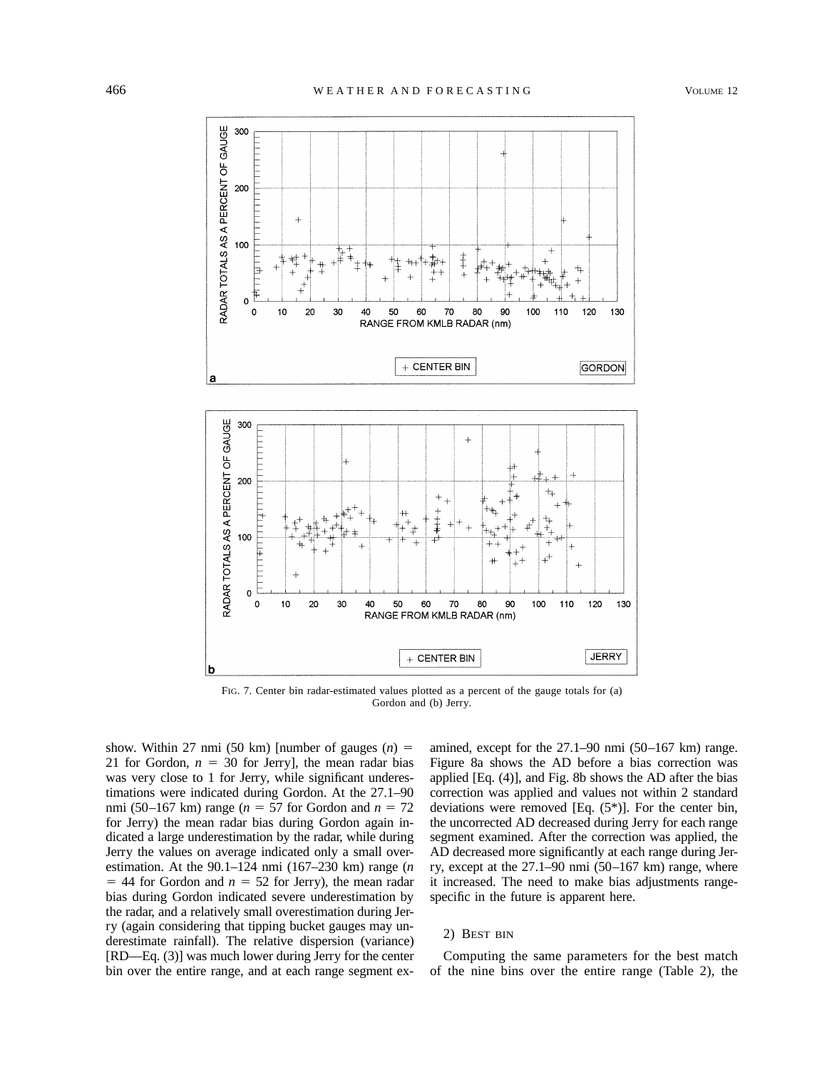FIG. 7. Center bin radar-estimated values plotted as a percent of the gauge totals for (a) Gordon and (b) Jerry.

show. Within 27 nmi (50 km) [number of gauges ($n$) = 21 for Gordon, $n$ = 30 for Jerry], the mean radar bias was very close to 1 for Jerry, while significant underestimations were indicated during Gordon. At the 27.1–90 nmi (50–167 km) range ($n$ = 57 for Gordon and $n$ = 72 for Jerry) the mean radar bias during Gordon again indicated a large underestimation by the radar, while during Jerry the values on average indicated only a small overestimation. At the 90.1–124 nmi (167–230 km) range ($n$ = 44 for Gordon and $n$ = 52 for Jerry), the mean radar bias during Gordon indicated severe underestimation by the radar, and a relatively small overestimation during Jerry (again considering that tipping bucket gauges may underestimate rainfall). The relative dispersion (variance) [RD—Eq. (3)] was much lower during Jerry for the center bin over the entire range, and at each range segment examined, except for the 27.1–90 nmi (50–167 km) range. Figure 8a shows the AD before a bias correction was applied [Eq. (4)], and Fig. 8b shows the AD after the bias correction was applied and values not within 2 standard deviations were removed [Eq. (5*)]. For the center bin, the uncorrected AD decreased during Jerry for each range segment examined. After the correction was applied, the AD decreased more significantly at each range during Jerry, except at the 27.1–90 nmi (50–167 km) range, where it increased. The need to make bias adjustments range-specific in the future is apparent here.

2) BEST BIN

Computing the same parameters for the best match of the nine bins over the entire range (Table 2), the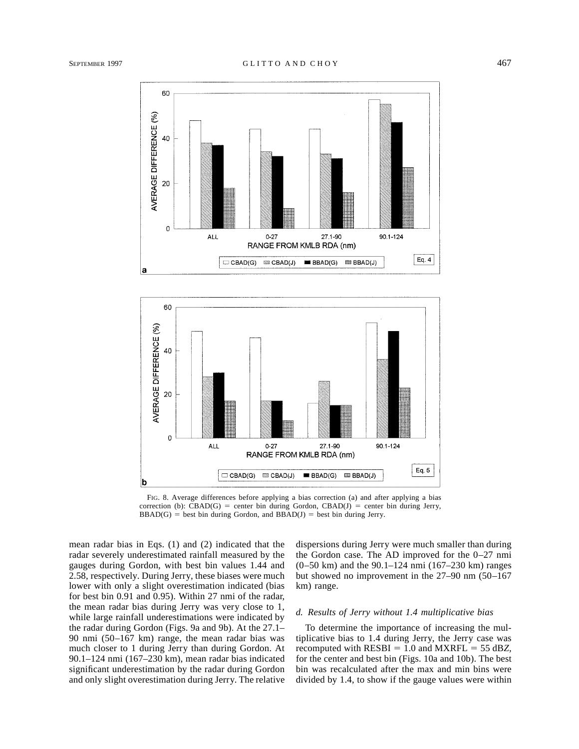FIG. 8. Average differences before applying a bias correction (a) and after applying a bias correction (b): CBAD(G) = center bin during Gordon, CBAD(J) = center bin during Jerry, BBAD(G) = best bin during Gordon, and BBAD(J) = best bin during Jerry.

mean radar bias in Eqs. (1) and (2) indicated that the radar severely underestimated rainfall measured by the gauges during Gordon, with best bin values 1.44 and 2.58, respectively. During Jerry, these biases were much lower with only a slight overestimation indicated (bias for best bin 0.91 and 0.95). Within 27 nmi of the radar, the mean radar bias during Jerry was very close to 1, while large rainfall underestimations were indicated by the radar during Gordon (Figs. 9a and 9b). At the 27.1–90 nmi (50–167 km) range, the mean radar bias was much closer to 1 during Jerry than during Gordon. At 90.1–124 nmi (167–230 km), mean radar bias indicated significant underestimation by the radar during Gordon and only slight overestimation during Jerry. The relative dispersions during Jerry were much smaller than during the Gordon case. The AD improved for the 0–27 nmi (0–50 km) and the 90.1–124 nmi (167–230 km) ranges but showed no improvement in the 27–90 nm (50–167 km) range.

### *d. Results of Jerry without 1.4 multiplicative bias*

To determine the importance of increasing the multiplicative bias to 1.4 during Jerry, the Jerry case was recomputed with RESBI = 1.0 and MXRFL = 55 dB*Z*, for the center and best bin (Figs. 10a and 10b). The best bin was recalculated after the max and min bins were divided by 1.4, to show if the gauge values were within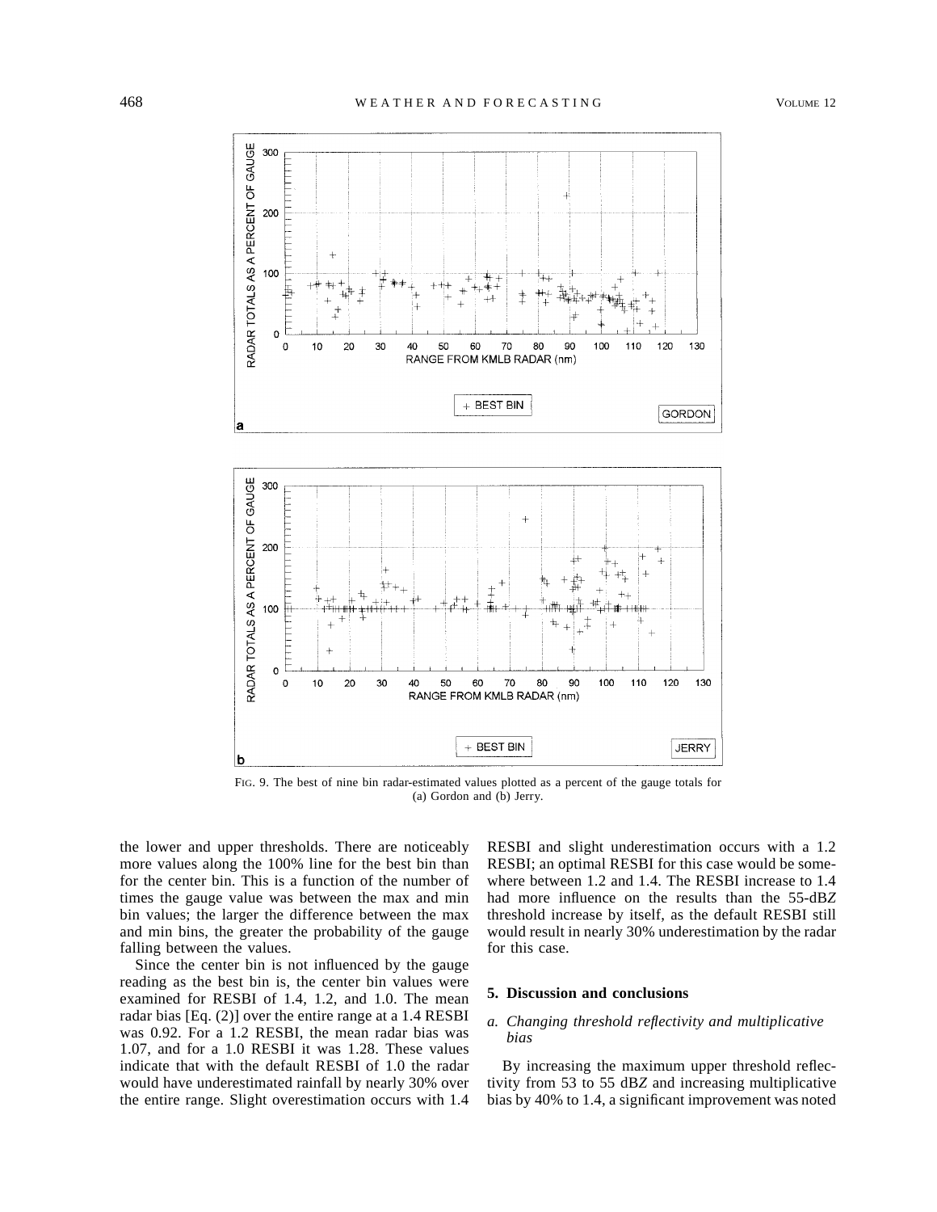FIG. 9. The best of nine bin radar-estimated values plotted as a percent of the gauge totals for (a) Gordon and (b) Jerry.

the lower and upper thresholds. There are noticeably more values along the 100% line for the best bin than for the center bin. This is a function of the number of times the gauge value was between the max and min bin values; the larger the difference between the max and min bins, the greater the probability of the gauge falling between the values.

Since the center bin is not influenced by the gauge reading as the best bin is, the center bin values were examined for RESBI of 1.4, 1.2, and 1.0. The mean radar bias [Eq. (2)] over the entire range at a 1.4 RESBI was 0.92. For a 1.2 RESBI, the mean radar bias was 1.07, and for a 1.0 RESBI it was 1.28. These values indicate that with the default RESBI of 1.0 the radar would have underestimated rainfall by nearly 30% over the entire range. Slight overestimation occurs with 1.4 RESBI and slight underestimation occurs with a 1.2 RESBI; an optimal RESBI for this case would be somewhere between 1.2 and 1.4. The RESBI increase to 1.4 had more influence on the results than the 55-dB*Z* threshold increase by itself, as the default RESBI still would result in nearly 30% underestimation by the radar for this case.

## 5. Discussion and conclusions

### *a. Changing threshold reflectivity and multiplicative bias*

By increasing the maximum upper threshold reflectivity from 53 to 55 dB*Z* and increasing multiplicative bias by 40% to 1.4, a significant improvement was noted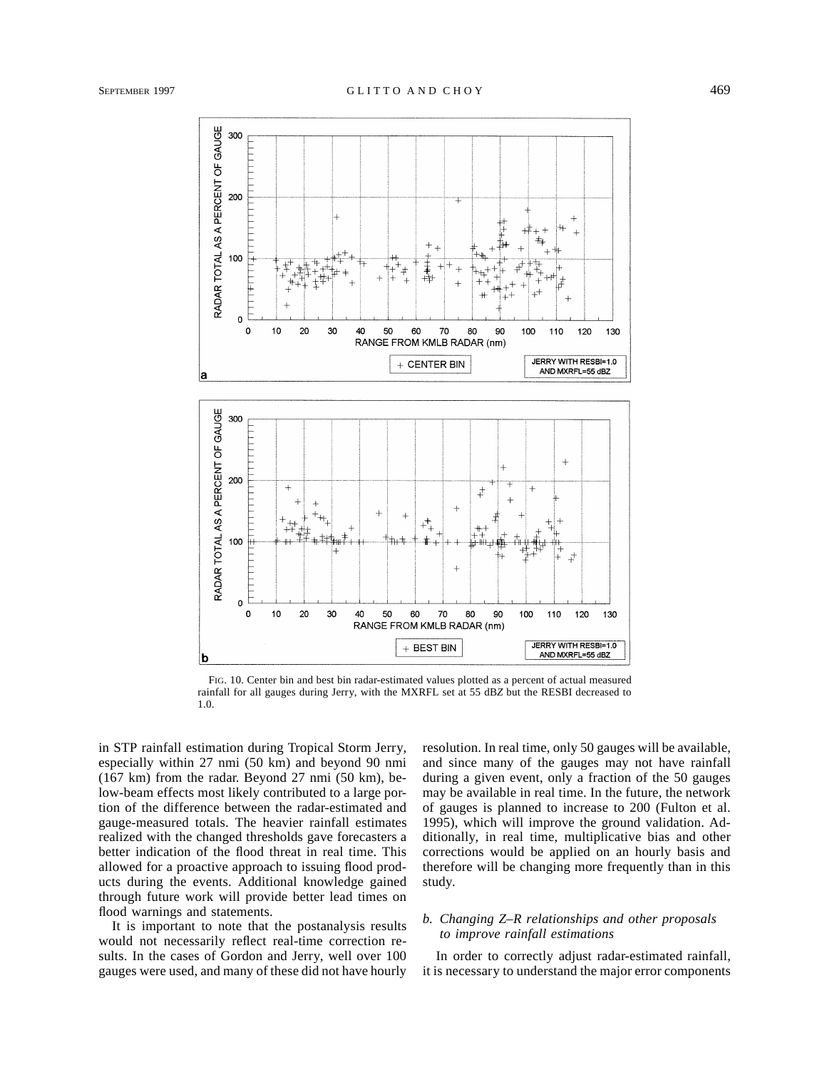FIG. 10. Center bin and best bin radar-estimated values plotted as a percent of actual measured rainfall for all gauges during Jerry, with the MXRFL set at 55 dB*Z* but the RESBI decreased to 1.0.

in STP rainfall estimation during Tropical Storm Jerry, especially within 27 nmi (50 km) and beyond 90 nmi (167 km) from the radar. Beyond 27 nmi (50 km), below-beam effects most likely contributed to a large portion of the difference between the radar-estimated and gauge-measured totals. The heavier rainfall estimates realized with the changed thresholds gave forecasters a better indication of the flood threat in real time. This allowed for a proactive approach to issuing flood products during the events. Additional knowledge gained through future work will provide better lead times on flood warnings and statements.

It is important to note that the postanalysis results would not necessarily reflect real-time correction results. In the cases of Gordon and Jerry, well over 100 gauges were used, and many of these did not have hourly resolution. In real time, only 50 gauges will be available, and since many of the gauges may not have rainfall during a given event, only a fraction of the 50 gauges may be available in real time. In the future, the network of gauges is planned to increase to 200 (Fulton et al. 1995), which will improve the ground validation. Additionally, in real time, multiplicative bias and other corrections would be applied on an hourly basis and therefore will be changing more frequently than in this study.

### *b. Changing Z–R relationships and other proposals to improve rainfall estimations*

In order to correctly adjust radar-estimated rainfall, it is necessary to understand the major error components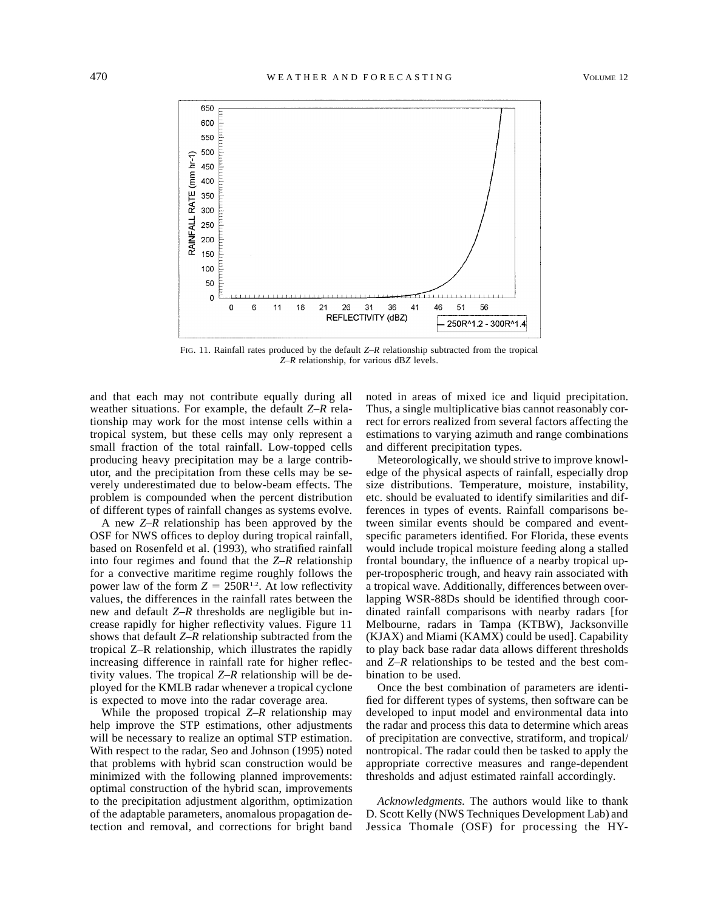650
600
550
500
450
400
350
300
250
200
150
100
50
0

RAINFALL RATE (mm hr-1)

0 6 11 16 21 26 31 36 41 46 51 56

REFLECTIVITY (dBZ)

— 250R^1.2 - 300R^1.4

FIG. 11. Rainfall rates produced by the default *Z–R* relationship subtracted from the tropical *Z–R* relationship, for various dB*Z* levels.

and that each may not contribute equally during all weather situations. For example, the default *Z–R* relationship may work for the most intense cells within a tropical system, but these cells may only represent a small fraction of the total rainfall. Low-topped cells producing heavy precipitation may be a large contributor, and the precipitation from these cells may be severely underestimated due to below-beam effects. The problem is compounded when the percent distribution of different types of rainfall changes as systems evolve.

A new *Z–R* relationship has been approved by the OSF for NWS offices to deploy during tropical rainfall, based on Rosenfeld et al. (1993), who stratified rainfall into four regimes and found that the *Z–R* relationship for a convective maritime regime roughly follows the power law of the form $Z = 250R^{1.2}$. At low reflectivity values, the differences in the rainfall rates between the new and default *Z–R* thresholds are negligible but increase rapidly for higher reflectivity values. Figure 11 shows that default *Z–R* relationship subtracted from the tropical Z–R relationship, which illustrates the rapidly increasing difference in rainfall rate for higher reflectivity values. The tropical *Z–R* relationship will be deployed for the KMLB radar whenever a tropical cyclone is expected to move into the radar coverage area.

While the proposed tropical *Z–R* relationship may help improve the STP estimations, other adjustments will be necessary to realize an optimal STP estimation. With respect to the radar, Seo and Johnson (1995) noted that problems with hybrid scan construction would be minimized with the following planned improvements: optimal construction of the hybrid scan, improvements to the precipitation adjustment algorithm, optimization of the adaptable parameters, anomalous propagation detection and removal, and corrections for bright band noted in areas of mixed ice and liquid precipitation. Thus, a single multiplicative bias cannot reasonably correct for errors realized from several factors affecting the estimations to varying azimuth and range combinations and different precipitation types.

Meteorologically, we should strive to improve knowledge of the physical aspects of rainfall, especially drop size distributions. Temperature, moisture, instability, etc. should be evaluated to identify similarities and differences in types of events. Rainfall comparisons between similar events should be compared and event-specific parameters identified. For Florida, these events would include tropical moisture feeding along a stalled frontal boundary, the influence of a nearby tropical upper-tropospheric trough, and heavy rain associated with a tropical wave. Additionally, differences between overlapping WSR-88Ds should be identified through coordinated rainfall comparisons with nearby radars [for Melbourne, radars in Tampa (KTBW), Jacksonville (KJAX) and Miami (KAMX) could be used]. Capability to play back base radar data allows different thresholds and *Z–R* relationships to be tested and the best combination to be used.

Once the best combination of parameters are identified for different types of systems, then software can be developed to input model and environmental data into the radar and process this data to determine which areas of precipitation are convective, stratiform, and tropical/nontropical. The radar could then be tasked to apply the appropriate corrective measures and range-dependent thresholds and adjust estimated rainfall accordingly.

*Acknowledgments.* The authors would like to thank D. Scott Kelly (NWS Techniques Development Lab) and Jessica Thomale (OSF) for processing the HY-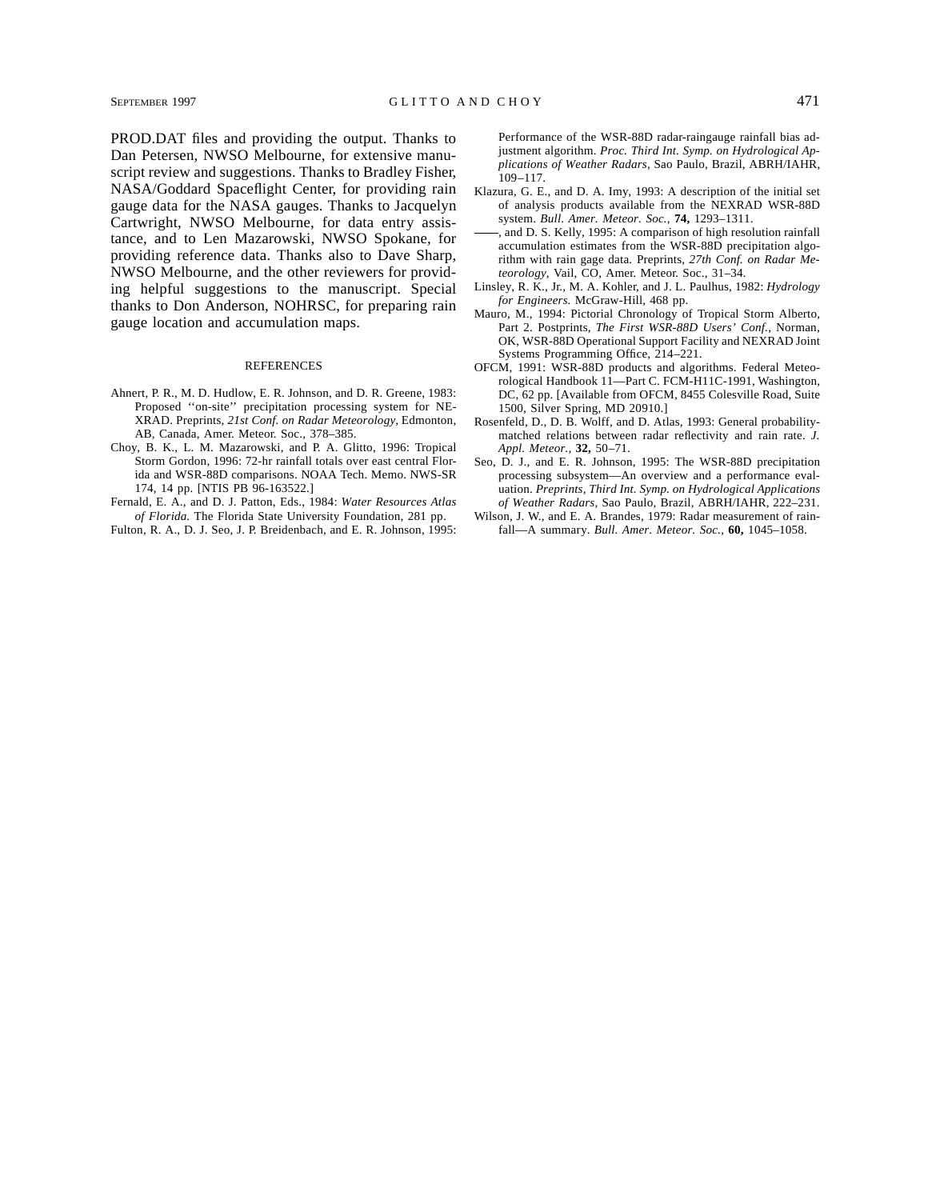PROD.DAT files and providing the output. Thanks to Dan Petersen, NWSO Melbourne, for extensive manuscript review and suggestions. Thanks to Bradley Fisher, NASA/Goddard Spaceflight Center, for providing rain gauge data for the NASA gauges. Thanks to Jacquelyn Cartwright, NWSO Melbourne, for data entry assistance, and to Len Mazarowski, NWSO Spokane, for providing reference data. Thanks also to Dave Sharp, NWSO Melbourne, and the other reviewers for providing helpful suggestions to the manuscript. Special thanks to Don Anderson, NOHRSC, for preparing rain gauge location and accumulation maps.

## REFERENCES

Ahnert, P. R., M. D. Hudlow, E. R. Johnson, and D. R. Greene, 1983: Proposed ''on-site'' precipitation processing system for NEXRAD. Preprints, *21st Conf. on Radar Meteorology*, Edmonton, AB, Canada, Amer. Meteor. Soc., 378–385.

Choy, B. K., L. M. Mazarowski, and P. A. Glitto, 1996: Tropical Storm Gordon, 1996: 72-hr rainfall totals over east central Florida and WSR-88D comparisons. NOAA Tech. Memo. NWS-SR 174, 14 pp. [NTIS PB 96-163522.]

Fernald, E. A., and D. J. Patton, Eds., 1984: *Water Resources Atlas of Florida.* The Florida State University Foundation, 281 pp.

Fulton, R. A., D. J. Seo, J. P. Breidenbach, and E. R. Johnson, 1995: Performance of the WSR-88D radar-raingauge rainfall bias adjustment algorithm. *Proc. Third Int. Symp. on Hydrological Applications of Weather Radars*, Sao Paulo, Brazil, ABRH/IAHR, 109–117.

Klazura, G. E., and D. A. Imy, 1993: A description of the initial set of analysis products available from the NEXRAD WSR-88D system. *Bull. Amer. Meteor. Soc.*, **74,** 1293–1311.

——, and D. S. Kelly, 1995: A comparison of high resolution rainfall accumulation estimates from the WSR-88D precipitation algorithm with rain gage data. Preprints, *27th Conf. on Radar Meteorology*, Vail, CO, Amer. Meteor. Soc., 31–34.

Linsley, R. K., Jr., M. A. Kohler, and J. L. Paulhus, 1982: *Hydrology for Engineers.* McGraw-Hill, 468 pp.

Mauro, M., 1994: Pictorial Chronology of Tropical Storm Alberto, Part 2. Postprints, *The First WSR-88D Users' Conf.*, Norman, OK, WSR-88D Operational Support Facility and NEXRAD Joint Systems Programming Office, 214–221.

OFCM, 1991: WSR-88D products and algorithms. Federal Meteorological Handbook 11—Part C. FCM-H11C-1991, Washington, DC, 62 pp. [Available from OFCM, 8455 Colesville Road, Suite 1500, Silver Spring, MD 20910.]

Rosenfeld, D., D. B. Wolff, and D. Atlas, 1993: General probability-matched relations between radar reflectivity and rain rate. *J. Appl. Meteor.*, **32,** 50–71.

Seo, D. J., and E. R. Johnson, 1995: The WSR-88D precipitation processing subsystem—An overview and a performance evaluation. *Preprints, Third Int. Symp. on Hydrological Applications of Weather Radars*, Sao Paulo, Brazil, ABRH/IAHR, 222–231.

Wilson, J. W., and E. A. Brandes, 1979: Radar measurement of rainfall—A summary. *Bull. Amer. Meteor. Soc.*, **60,** 1045–1058.